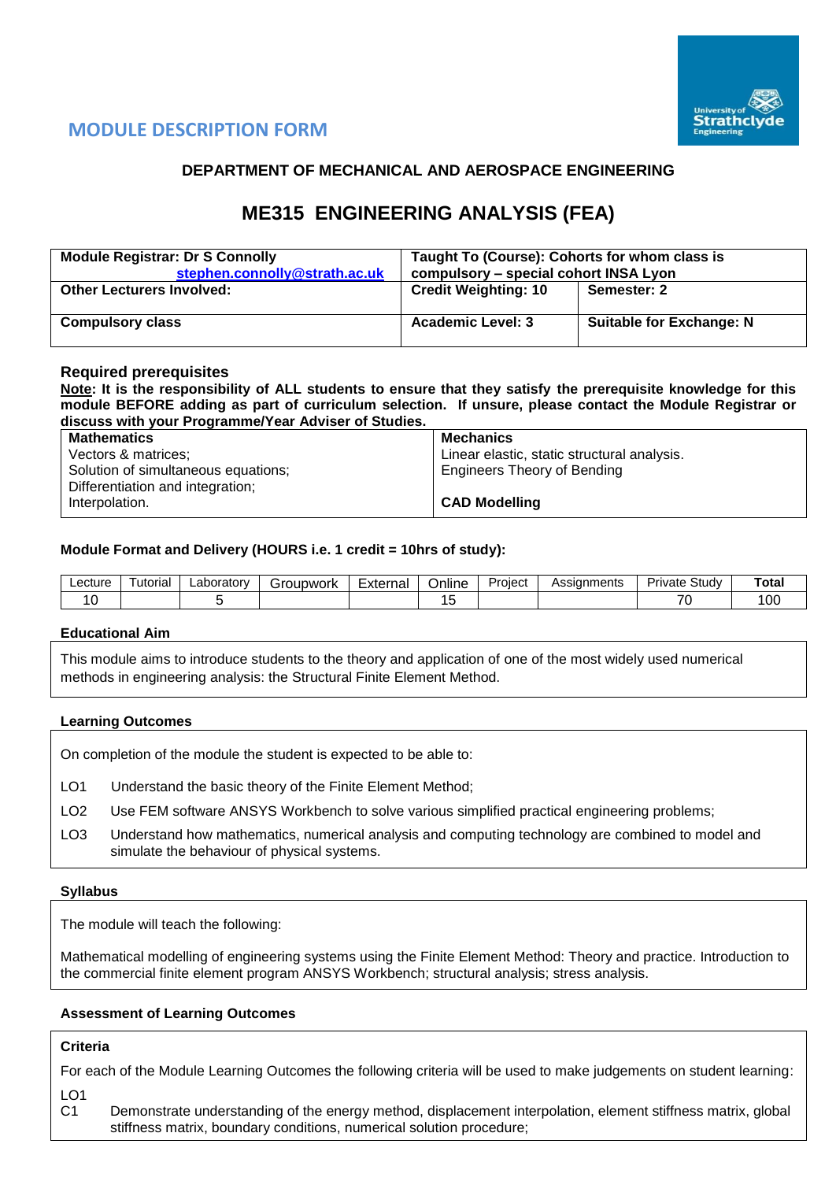## MODULE DESCRIPTION FORM

### DEPARTMENT OF MECHANICAL AND AEROSPACE ENGINEERING

# ME315 ENGINEERING ANALYSIS (FEA)

| **Module Registrar: Dr S Connolly** stephen.connolly@strath.ac.uk | **Taught To (Course): Cohorts for whom class is compulsory – special cohort INSA Lyon** | |
|---|---|---|
| **Other Lecturers Involved:** | **Credit Weighting: 10** | **Semester: 2** |
| **Compulsory class** | **Academic Level: 3** | **Suitable for Exchange: N** |

### Required prerequisites

**Note: It is the responsibility of ALL students to ensure that they satisfy the prerequisite knowledge for this module BEFORE adding as part of curriculum selection. If unsure, please contact the Module Registrar or discuss with your Programme/Year Adviser of Studies.**

| **Mathematics** | **Mechanics** |
|---|---|
| Vectors & matrices;<br>Solution of simultaneous equations;<br>Differentiation and integration;<br>Interpolation. | Linear elastic, static structural analysis.<br>Engineers Theory of Bending<br><br>**CAD Modelling** |

#### Module Format and Delivery (HOURS i.e. 1 credit = 10hrs of study):

| Lecture | Tutorial | Laboratory | Groupwork | External | Online | Project | Assignments | Private Study | **Total** |
|---|---|---|---|---|---|---|---|---|---|
| 10 | | 5 | | | 15 | | | 70 | 100 |

#### Educational Aim

This module aims to introduce students to the theory and application of one of the most widely used numerical methods in engineering analysis: the Structural Finite Element Method.

#### Learning Outcomes

On completion of the module the student is expected to be able to:

- LO1 Understand the basic theory of the Finite Element Method;
- LO2 Use FEM software ANSYS Workbench to solve various simplified practical engineering problems;
- LO3 Understand how mathematics, numerical analysis and computing technology are combined to model and simulate the behaviour of physical systems.

#### Syllabus

The module will teach the following:

Mathematical modelling of engineering systems using the Finite Element Method: Theory and practice. Introduction to the commercial finite element program ANSYS Workbench; structural analysis; stress analysis.

#### Assessment of Learning Outcomes

**Criteria**

For each of the Module Learning Outcomes the following criteria will be used to make judgements on student learning:

LO1
- C1 Demonstrate understanding of the energy method, displacement interpolation, element stiffness matrix, global stiffness matrix, boundary conditions, numerical solution procedure;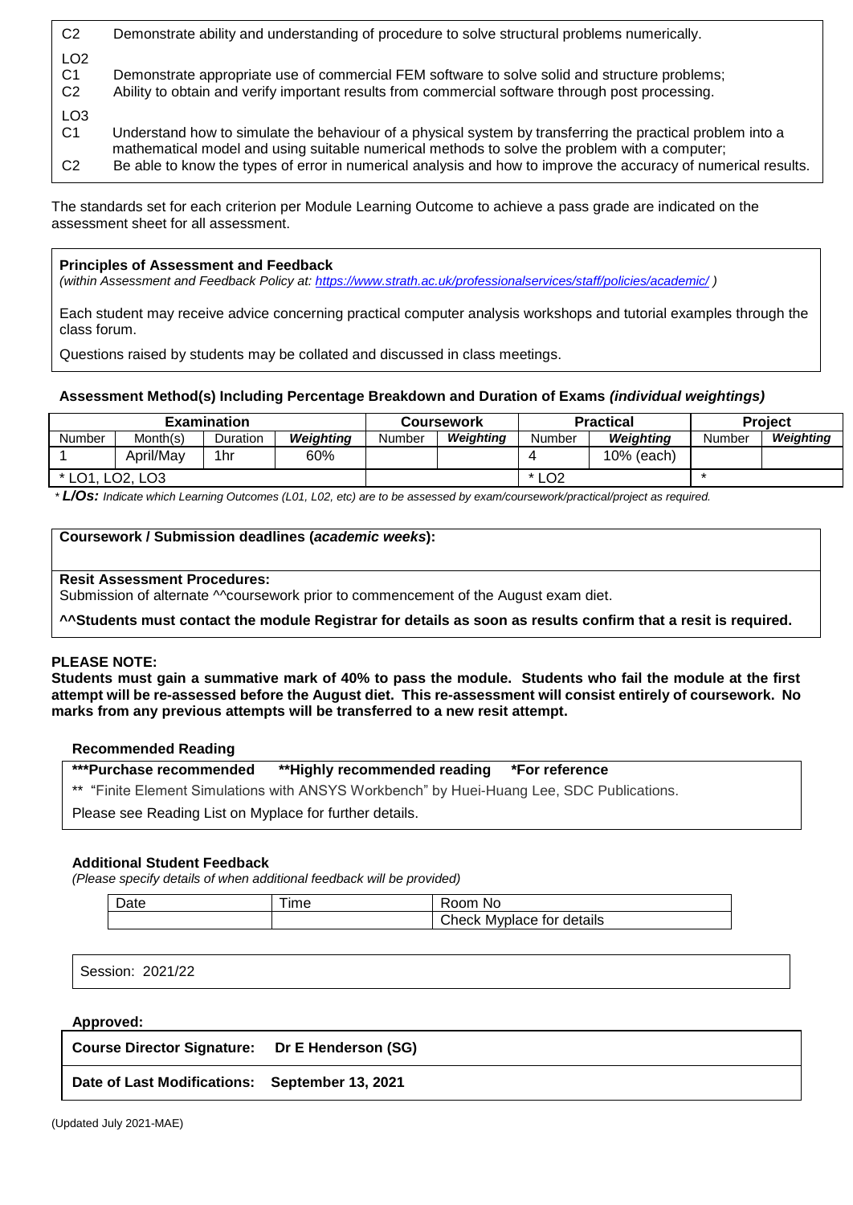| | |
|---|---|
| C2 | Demonstrate ability and understanding of procedure to solve structural problems numerically. |
| LO2 | |
| C1 | Demonstrate appropriate use of commercial FEM software to solve solid and structure problems; |
| C2 | Ability to obtain and verify important results from commercial software through post processing. |
| LO3 | |
| C1 | Understand how to simulate the behaviour of a physical system by transferring the practical problem into a mathematical model and using suitable numerical methods to solve the problem with a computer; |
| C2 | Be able to know the types of error in numerical analysis and how to improve the accuracy of numerical results. |

The standards set for each criterion per Module Learning Outcome to achieve a pass grade are indicated on the assessment sheet for all assessment.

**Principles of Assessment and Feedback**
*(within Assessment and Feedback Policy at: https://www.strath.ac.uk/professionalservices/staff/policies/academic/ )*

Each student may receive advice concerning practical computer analysis workshops and tutorial examples through the class forum.

Questions raised by students may be collated and discussed in class meetings.

**Assessment Method(s) Including Percentage Breakdown and Duration of Exams *(individual weightings)***

| Examination | | | | Coursework | | Practical | | Project | |
|---|---|---|---|---|---|---|---|---|---|
| Number | Month(s) | Duration | ***Weighting*** | Number | ***Weighting*** | Number | ***Weighting*** | Number | ***Weighting*** |
| 1 | April/May | 1hr | 60% | | | 4 | 10% (each) | | |
| * LO1, LO2, LO3 | | | | | | * LO2 | | * | |

* ***L/Os:*** *Indicate which Learning Outcomes (L01, L02, etc) are to be assessed by exam/coursework/practical/project as required.*

**Coursework / Submission deadlines (*academic weeks*):**

**Resit Assessment Procedures:**
Submission of alternate ^^coursework prior to commencement of the August exam diet.

**^^Students must contact the module Registrar for details as soon as results confirm that a resit is required.**

**PLEASE NOTE:**
**Students must gain a summative mark of 40% to pass the module. Students who fail the module at the first attempt will be re-assessed before the August diet. This re-assessment will consist entirely of coursework. No marks from any previous attempts will be transferred to a new resit attempt.**

**Recommended Reading**

**\*\*\*Purchase recommended &nbsp;&nbsp; \*\*Highly recommended reading &nbsp;&nbsp; \*For reference**

** "Finite Element Simulations with ANSYS Workbench" by Huei-Huang Lee, SDC Publications.

Please see Reading List on Myplace for further details.

**Additional Student Feedback**
*(Please specify details of when additional feedback will be provided)*

| Date | Time | Room No |
|---|---|---|
| | | Check Myplace for details |

Session: 2021/22

**Approved:**

**Course Director Signature: Dr E Henderson (SG)**

**Date of Last Modifications: September 13, 2021**

(Updated July 2021-MAE)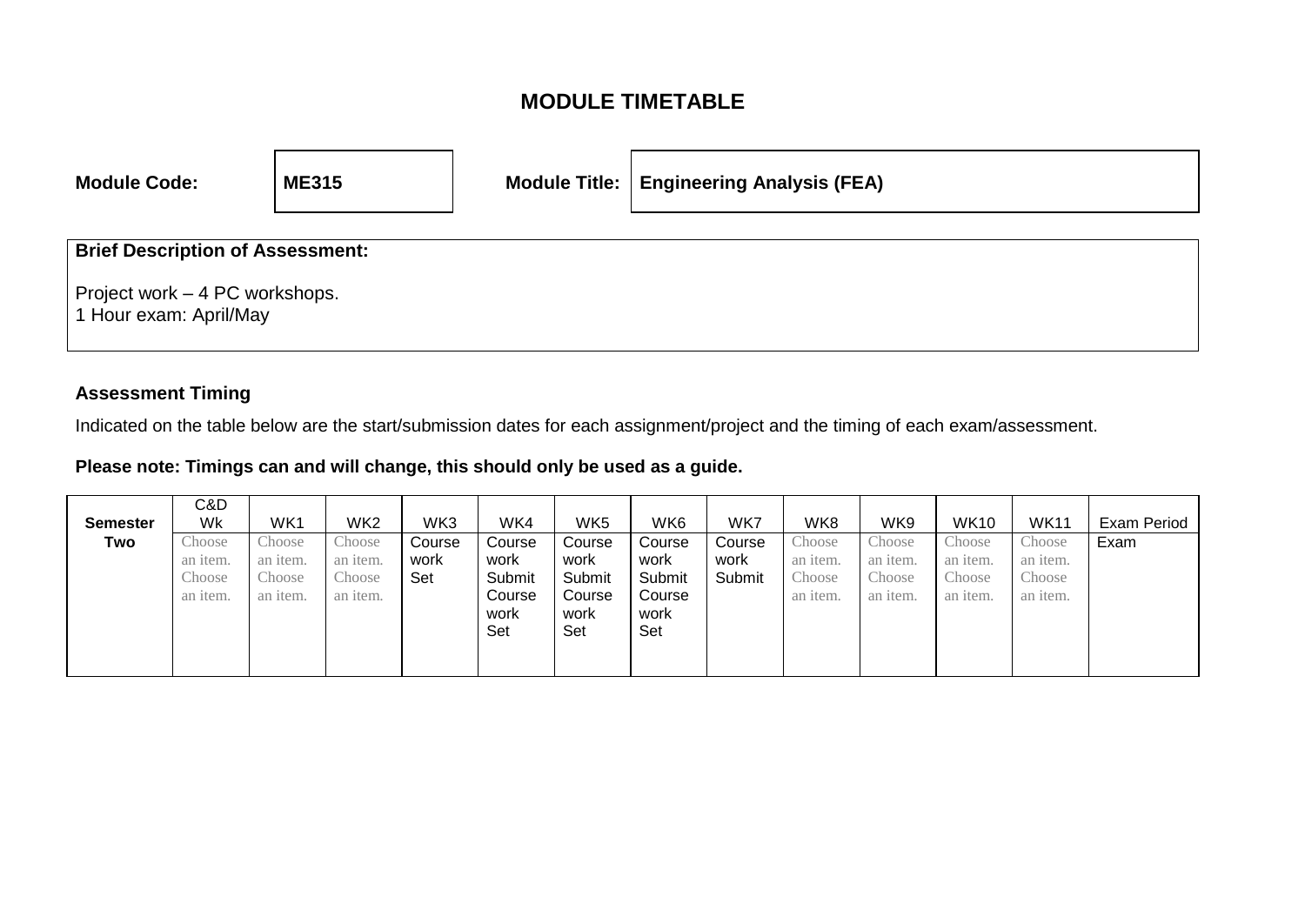# MODULE TIMETABLE

| Module Code: | ME315 | Module Title: | Engineering Analysis (FEA) |
|---|---|---|---|

**Brief Description of Assessment:**

Project work – 4 PC workshops.
1 Hour exam: April/May

**Assessment Timing**

Indicated on the table below are the start/submission dates for each assignment/project and the timing of each exam/assessment.

**Please note: Timings can and will change, this should only be used as a guide.**

| Semester | C&D Wk | WK1 | WK2 | WK3 | WK4 | WK5 | WK6 | WK7 | WK8 | WK9 | WK10 | WK11 | Exam Period |
|---|---|---|---|---|---|---|---|---|---|---|---|---|---|
| **Two** | Choose an item. Choose an item. | Choose an item. Choose an item. | Choose an item. Choose an item. | Course work Set | Course work Submit Course work Set | Course work Submit Course work Set | Course work Submit Course work Set | Course work Submit | Choose an item. Choose an item. | Choose an item. Choose an item. | Choose an item. Choose an item. | Choose an item. Choose an item. | Exam |